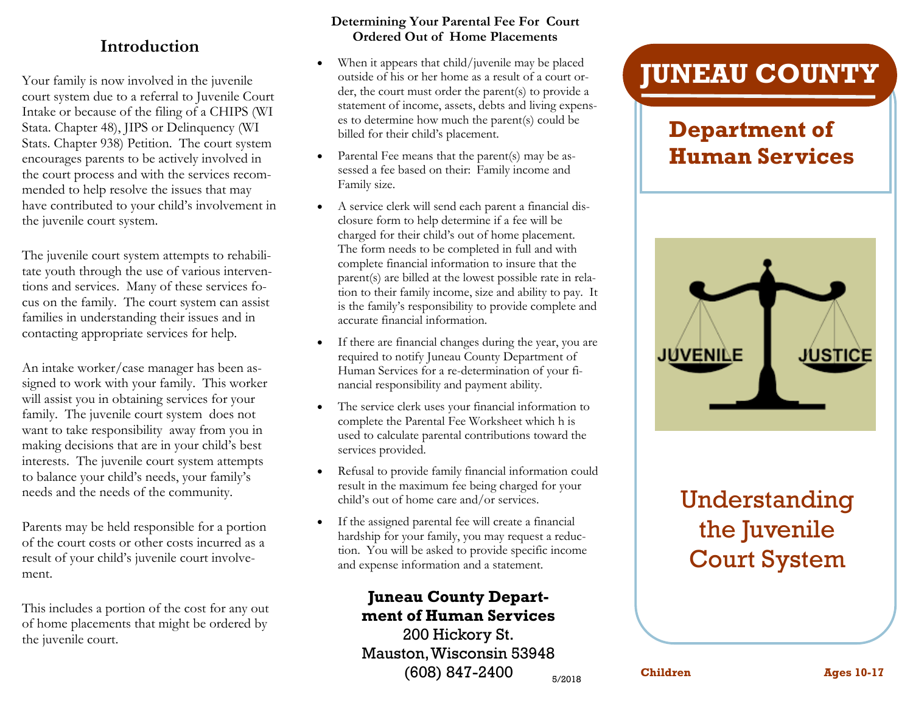## Introduction

Your family is now involved in the juvenile court system due to a referral to Juvenile Court Intake or because of the filing of a CHIPS (WI Stata. Chapter 48), JIPS or Delinquency (WI Stats. Chapter 938) Petition. The court system encourages parents to be actively involved in the court process and with the services recommended to help resolve the issues that may have contributed to your child's involvement in the juvenile court system.

The juvenile court system attempts to rehabilitate youth through the use of various interventions and services. Many of these services focus on the family. The court system can assist families in understanding their issues and in contacting appropriate services for help.

An intake worker/case manager has been assigned to work with your family. This worker will assist you in obtaining services for your family. The juvenile court system does not want to take responsibility away from you in making decisions that are in your child's best interests. The juvenile court system attempts to balance your child's needs, your family's needs and the needs of the community.

Parents may be held responsible for a portion of the court costs or other costs incurred as a result of your child's juvenile court involvement.

This includes a portion of the cost for any out of home placements that might be ordered by the juvenile court.

### Determining Your Parental Fee For Court Ordered Out of Home Placements

- When it appears that child/juvenile may be placed outside of his or her home as a result of a court order, the court must order the parent(s) to provide a statement of income, assets, debts and living expenses to determine how much the parent(s) could be billed for their child's placement.
- Parental Fee means that the parent(s) may be assessed a fee based on their: Family income and Family size.
- A service clerk will send each parent a financial disclosure form to help determine if a fee will be charged for their child's out of home placement. The form needs to be completed in full and with complete financial information to insure that the parent(s) are billed at the lowest possible rate in relation to their family income, size and ability to pay. It is the family's responsibility to provide complete and accurate financial information.
- If there are financial changes during the year, you are required to notify Juneau County Department of Human Services for a re-determination of your financial responsibility and payment ability.
- The service clerk uses your financial information to complete the Parental Fee Worksheet which h is used to calculate parental contributions toward the services provided.
- Refusal to provide family financial information could result in the maximum fee being charged for your child's out of home care and/or services.
- If the assigned parental fee will create a financial hardship for your family, you may request a reduction. You will be asked to provide specific income and expense information and a statement.

**Juneau County Department of Human Services**
200 Hickory St.
Mauston, Wisconsin 53948
(608) 847-2400

5/2018

# JUNEAU COUNTY

## Department of Human Services

JUVENILE JUSTICE

# Understanding the Juvenile Court System

**Children** **Ages 10-17**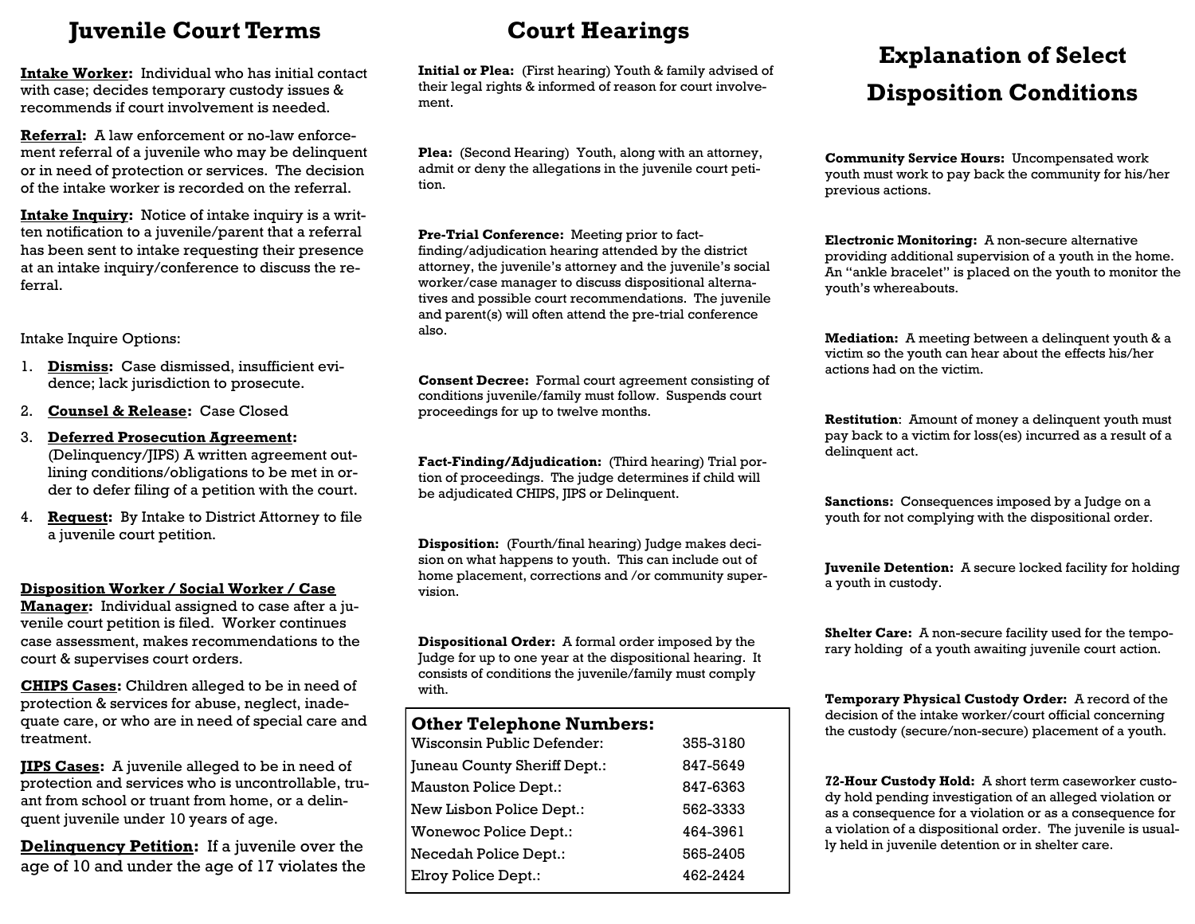# Juvenile Court Terms

**Intake Worker:** Individual who has initial contact with case; decides temporary custody issues & recommends if court involvement is needed.

**Referral:** A law enforcement or no-law enforcement referral of a juvenile who may be delinquent or in need of protection or services. The decision of the intake worker is recorded on the referral.

**Intake Inquiry:** Notice of intake inquiry is a written notification to a juvenile/parent that a referral has been sent to intake requesting their presence at an intake inquiry/conference to discuss the referral.

Intake Inquire Options:

1. **Dismiss:** Case dismissed, insufficient evidence; lack jurisdiction to prosecute.
2. **Counsel & Release:** Case Closed
3. **Deferred Prosecution Agreement:** (Delinquency/JIPS) A written agreement outlining conditions/obligations to be met in order to defer filing of a petition with the court.
4. **Request:** By Intake to District Attorney to file a juvenile court petition.

**Disposition Worker / Social Worker / Case Manager:** Individual assigned to case after a juvenile court petition is filed. Worker continues case assessment, makes recommendations to the court & supervises court orders.

**CHIPS Cases:** Children alleged to be in need of protection & services for abuse, neglect, inadequate care, or who are in need of special care and treatment.

**JIPS Cases:** A juvenile alleged to be in need of protection and services who is uncontrollable, truant from school or truant from home, or a delinquent juvenile under 10 years of age.

**Delinquency Petition:** If a juvenile over the age of 10 and under the age of 17 violates the

# Court Hearings

**Initial or Plea:** (First hearing) Youth & family advised of their legal rights & informed of reason for court involvement.

**Plea:** (Second Hearing) Youth, along with an attorney, admit or deny the allegations in the juvenile court petition.

**Pre-Trial Conference:** Meeting prior to fact-finding/adjudication hearing attended by the district attorney, the juvenile's attorney and the juvenile's social worker/case manager to discuss dispositional alternatives and possible court recommendations. The juvenile and parent(s) will often attend the pre-trial conference also.

**Consent Decree:** Formal court agreement consisting of conditions juvenile/family must follow. Suspends court proceedings for up to twelve months.

**Fact-Finding/Adjudication:** (Third hearing) Trial portion of proceedings. The judge determines if child will be adjudicated CHIPS, JIPS or Delinquent.

**Disposition:** (Fourth/final hearing) Judge makes decision on what happens to youth. This can include out of home placement, corrections and /or community supervision.

**Dispositional Order:** A formal order imposed by the Judge for up to one year at the dispositional hearing. It consists of conditions the juvenile/family must comply with.

## Other Telephone Numbers:

| | |
|---|---|
| Wisconsin Public Defender: | 355-3180 |
| Juneau County Sheriff Dept.: | 847-5649 |
| Mauston Police Dept.: | 847-6363 |
| New Lisbon Police Dept.: | 562-3333 |
| Wonewoc Police Dept.: | 464-3961 |
| Necedah Police Dept.: | 565-2405 |
| Elroy Police Dept.: | 462-2424 |

# Explanation of Select Disposition Conditions

**Community Service Hours:** Uncompensated work youth must work to pay back the community for his/her previous actions.

**Electronic Monitoring:** A non-secure alternative providing additional supervision of a youth in the home. An "ankle bracelet" is placed on the youth to monitor the youth's whereabouts.

**Mediation:** A meeting between a delinquent youth & a victim so the youth can hear about the effects his/her actions had on the victim.

**Restitution**: Amount of money a delinquent youth must pay back to a victim for loss(es) incurred as a result of a delinquent act.

**Sanctions:** Consequences imposed by a Judge on a youth for not complying with the dispositional order.

**Juvenile Detention:** A secure locked facility for holding a youth in custody.

**Shelter Care:** A non-secure facility used for the temporary holding of a youth awaiting juvenile court action.

**Temporary Physical Custody Order:** A record of the decision of the intake worker/court official concerning the custody (secure/non-secure) placement of a youth.

**72-Hour Custody Hold:** A short term caseworker custody hold pending investigation of an alleged violation or as a consequence for a violation or as a consequence for a violation of a dispositional order. The juvenile is usually held in juvenile detention or in shelter care.